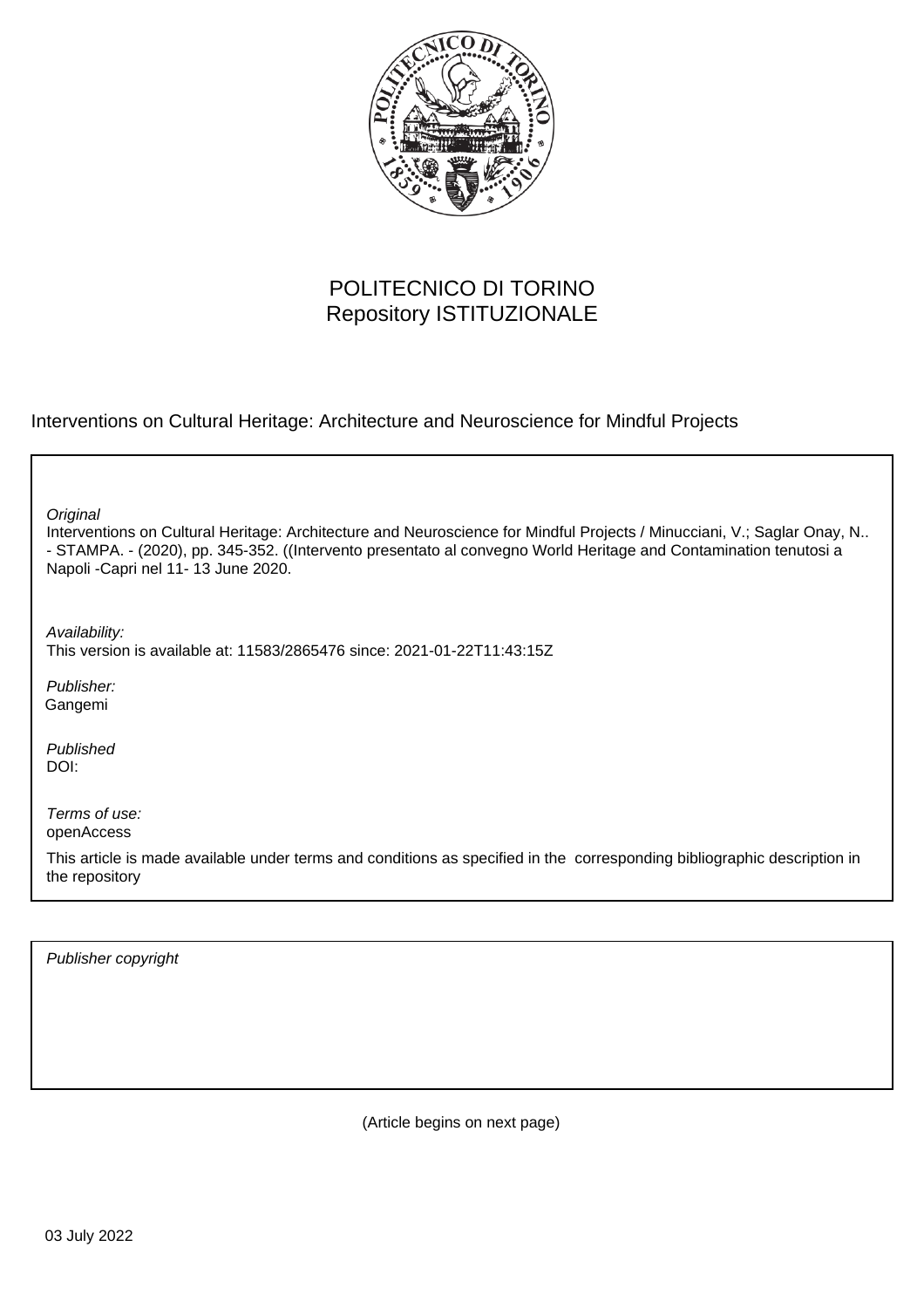POLITECNICO DI TORINO
Repository ISTITUZIONALE

Interventions on Cultural Heritage: Architecture and Neuroscience for Mindful Projects

*Original*
Interventions on Cultural Heritage: Architecture and Neuroscience for Mindful Projects / Minucciani, V.; Saglar Onay, N.. - STAMPA. - (2020), pp. 345-352. ((Intervento presentato al convegno World Heritage and Contamination tenutosi a Napoli -Capri nel 11- 13 June 2020.

*Availability:*
This version is available at: 11583/2865476 since: 2021-01-22T11:43:15Z

*Publisher:*
Gangemi

*Published*
DOI:

*Terms of use:*
openAccess

This article is made available under terms and conditions as specified in the corresponding bibliographic description in the repository

*Publisher copyright*

(Article begins on next page)

03 July 2022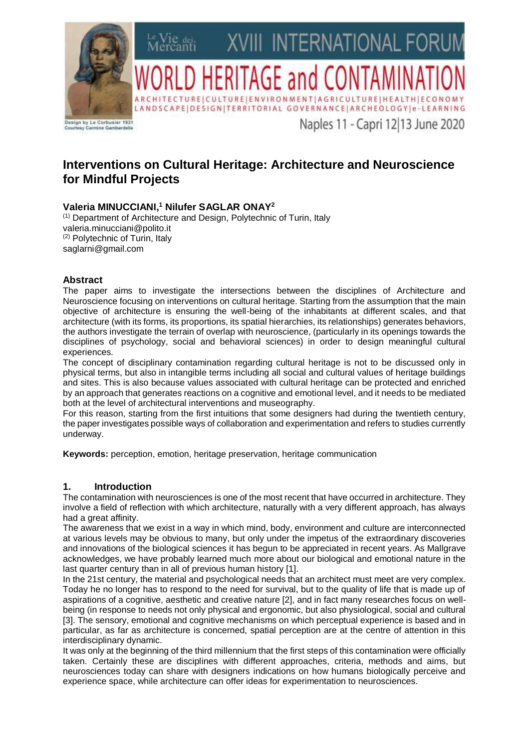# Interventions on Cultural Heritage: Architecture and Neuroscience for Mindful Projects

**Valeria MINUCCIANI,[1] Nilufer SAGLAR ONAY[2]**

(1) Department of Architecture and Design, Polytechnic of Turin, Italy
valeria.minucciani@polito.it
(2) Polytechnic of Turin, Italy
saglarni@gmail.com

## Abstract

The paper aims to investigate the intersections between the disciplines of Architecture and Neuroscience focusing on interventions on cultural heritage. Starting from the assumption that the main objective of architecture is ensuring the well-being of the inhabitants at different scales, and that architecture (with its forms, its proportions, its spatial hierarchies, its relationships) generates behaviors, the authors investigate the terrain of overlap with neuroscience, (particularly in its openings towards the disciplines of psychology, social and behavioral sciences) in order to design meaningful cultural experiences.

The concept of disciplinary contamination regarding cultural heritage is not to be discussed only in physical terms, but also in intangible terms including all social and cultural values of heritage buildings and sites. This is also because values associated with cultural heritage can be protected and enriched by an approach that generates reactions on a cognitive and emotional level, and it needs to be mediated both at the level of architectural interventions and museography.

For this reason, starting from the first intuitions that some designers had during the twentieth century, the paper investigates possible ways of collaboration and experimentation and refers to studies currently underway.

**Keywords:** perception, emotion, heritage preservation, heritage communication

## 1. Introduction

The contamination with neurosciences is one of the most recent that have occurred in architecture. They involve a field of reflection with which architecture, naturally with a very different approach, has always had a great affinity.

The awareness that we exist in a way in which mind, body, environment and culture are interconnected at various levels may be obvious to many, but only under the impetus of the extraordinary discoveries and innovations of the biological sciences it has begun to be appreciated in recent years. As Mallgrave acknowledges, we have probably learned much more about our biological and emotional nature in the last quarter century than in all of previous human history [1].

In the 21st century, the material and psychological needs that an architect must meet are very complex. Today he no longer has to respond to the need for survival, but to the quality of life that is made up of aspirations of a cognitive, aesthetic and creative nature [2], and in fact many researches focus on well-being (in response to needs not only physical and ergonomic, but also physiological, social and cultural [3]. The sensory, emotional and cognitive mechanisms on which perceptual experience is based and in particular, as far as architecture is concerned, spatial perception are at the centre of attention in this interdisciplinary dynamic.

It was only at the beginning of the third millennium that the first steps of this contamination were officially taken. Certainly these are disciplines with different approaches, criteria, methods and aims, but neurosciences today can share with designers indications on how humans biologically perceive and experience space, while architecture can offer ideas for experimentation to neurosciences.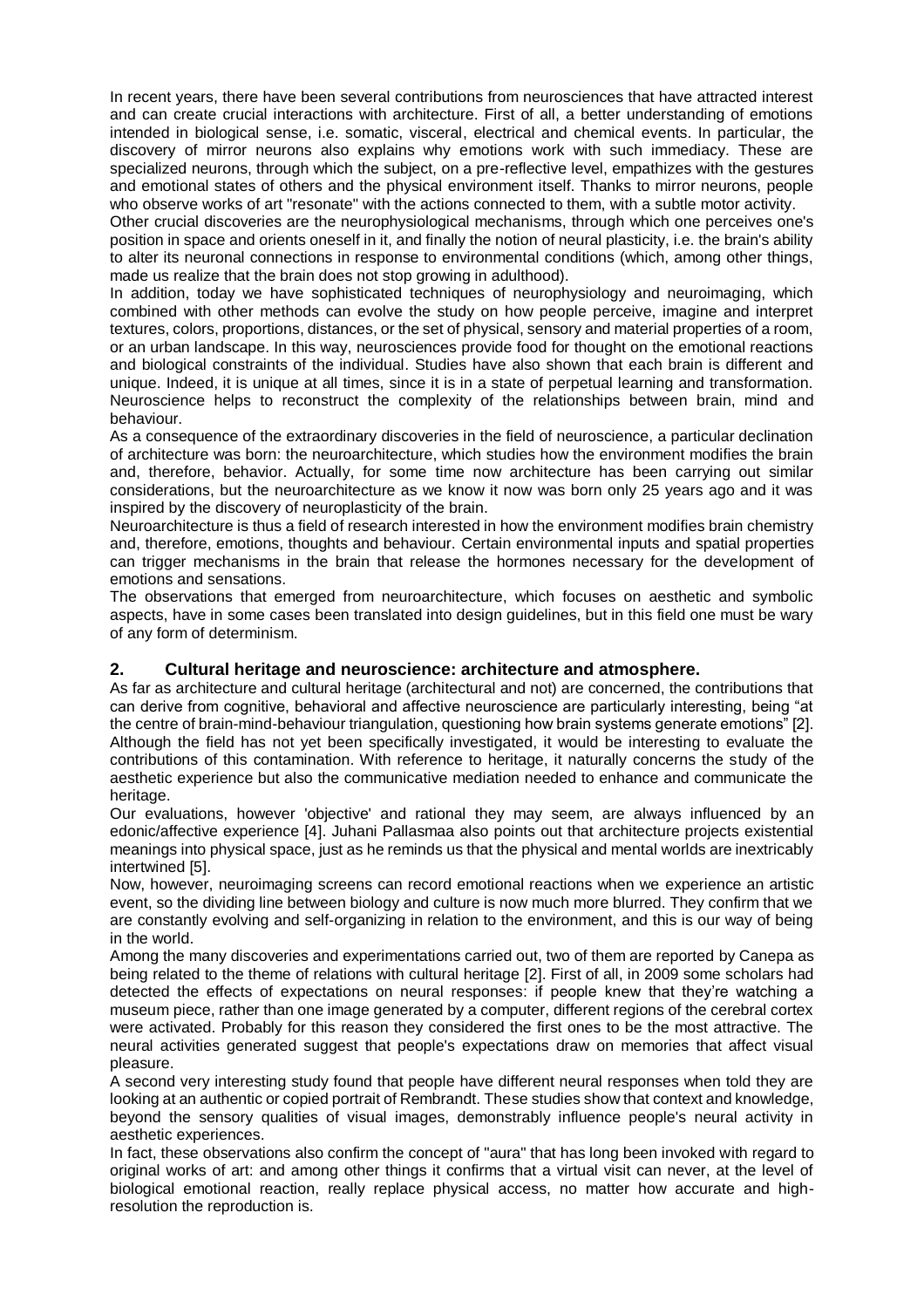In recent years, there have been several contributions from neurosciences that have attracted interest and can create crucial interactions with architecture. First of all, a better understanding of emotions intended in biological sense, i.e. somatic, visceral, electrical and chemical events. In particular, the discovery of mirror neurons also explains why emotions work with such immediacy. These are specialized neurons, through which the subject, on a pre-reflective level, empathizes with the gestures and emotional states of others and the physical environment itself. Thanks to mirror neurons, people who observe works of art "resonate" with the actions connected to them, with a subtle motor activity.

Other crucial discoveries are the neurophysiological mechanisms, through which one perceives one's position in space and orients oneself in it, and finally the notion of neural plasticity, i.e. the brain's ability to alter its neuronal connections in response to environmental conditions (which, among other things, made us realize that the brain does not stop growing in adulthood).

In addition, today we have sophisticated techniques of neurophysiology and neuroimaging, which combined with other methods can evolve the study on how people perceive, imagine and interpret textures, colors, proportions, distances, or the set of physical, sensory and material properties of a room, or an urban landscape. In this way, neurosciences provide food for thought on the emotional reactions and biological constraints of the individual. Studies have also shown that each brain is different and unique. Indeed, it is unique at all times, since it is in a state of perpetual learning and transformation. Neuroscience helps to reconstruct the complexity of the relationships between brain, mind and behaviour.

As a consequence of the extraordinary discoveries in the field of neuroscience, a particular declination of architecture was born: the neuroarchitecture, which studies how the environment modifies the brain and, therefore, behavior. Actually, for some time now architecture has been carrying out similar considerations, but the neuroarchitecture as we know it now was born only 25 years ago and it was inspired by the discovery of neuroplasticity of the brain.

Neuroarchitecture is thus a field of research interested in how the environment modifies brain chemistry and, therefore, emotions, thoughts and behaviour. Certain environmental inputs and spatial properties can trigger mechanisms in the brain that release the hormones necessary for the development of emotions and sensations.

The observations that emerged from neuroarchitecture, which focuses on aesthetic and symbolic aspects, have in some cases been translated into design guidelines, but in this field one must be wary of any form of determinism.

## 2. Cultural heritage and neuroscience: architecture and atmosphere.

As far as architecture and cultural heritage (architectural and not) are concerned, the contributions that can derive from cognitive, behavioral and affective neuroscience are particularly interesting, being "at the centre of brain-mind-behaviour triangulation, questioning how brain systems generate emotions" [2]. Although the field has not yet been specifically investigated, it would be interesting to evaluate the contributions of this contamination. With reference to heritage, it naturally concerns the study of the aesthetic experience but also the communicative mediation needed to enhance and communicate the heritage.

Our evaluations, however 'objective' and rational they may seem, are always influenced by an edonic/affective experience [4]. Juhani Pallasmaa also points out that architecture projects existential meanings into physical space, just as he reminds us that the physical and mental worlds are inextricably intertwined [5].

Now, however, neuroimaging screens can record emotional reactions when we experience an artistic event, so the dividing line between biology and culture is now much more blurred. They confirm that we are constantly evolving and self-organizing in relation to the environment, and this is our way of being in the world.

Among the many discoveries and experimentations carried out, two of them are reported by Canepa as being related to the theme of relations with cultural heritage [2]. First of all, in 2009 some scholars had detected the effects of expectations on neural responses: if people knew that they're watching a museum piece, rather than one image generated by a computer, different regions of the cerebral cortex were activated. Probably for this reason they considered the first ones to be the most attractive. The neural activities generated suggest that people's expectations draw on memories that affect visual pleasure.

A second very interesting study found that people have different neural responses when told they are looking at an authentic or copied portrait of Rembrandt. These studies show that context and knowledge, beyond the sensory qualities of visual images, demonstrably influence people's neural activity in aesthetic experiences.

In fact, these observations also confirm the concept of "aura" that has long been invoked with regard to original works of art: and among other things it confirms that a virtual visit can never, at the level of biological emotional reaction, really replace physical access, no matter how accurate and high-resolution the reproduction is.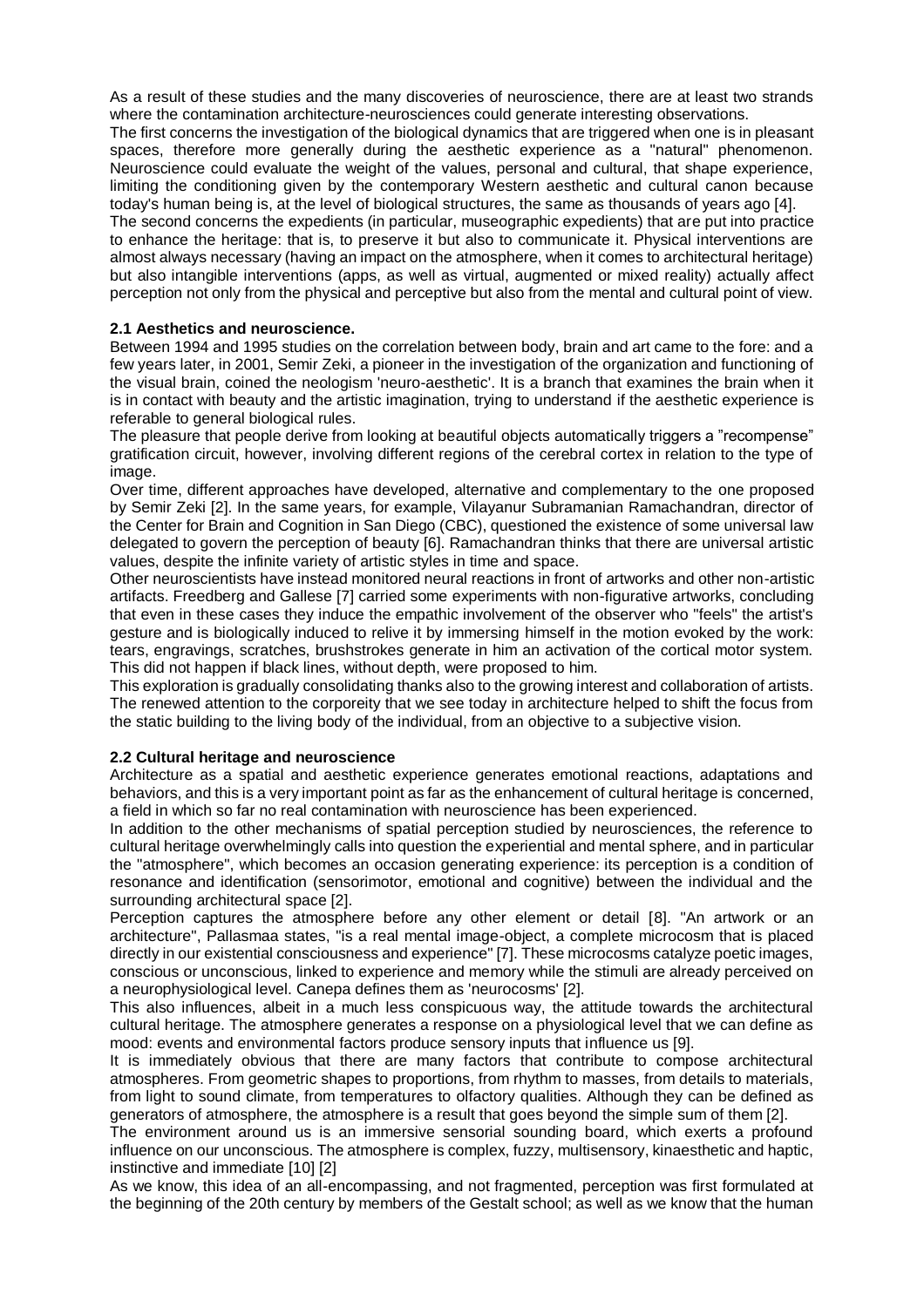As a result of these studies and the many discoveries of neuroscience, there are at least two strands where the contamination architecture-neurosciences could generate interesting observations.

The first concerns the investigation of the biological dynamics that are triggered when one is in pleasant spaces, therefore more generally during the aesthetic experience as a "natural" phenomenon. Neuroscience could evaluate the weight of the values, personal and cultural, that shape experience, limiting the conditioning given by the contemporary Western aesthetic and cultural canon because today's human being is, at the level of biological structures, the same as thousands of years ago [4].

The second concerns the expedients (in particular, museographic expedients) that are put into practice to enhance the heritage: that is, to preserve it but also to communicate it. Physical interventions are almost always necessary (having an impact on the atmosphere, when it comes to architectural heritage) but also intangible interventions (apps, as well as virtual, augmented or mixed reality) actually affect perception not only from the physical and perceptive but also from the mental and cultural point of view.

### 2.1 Aesthetics and neuroscience.

Between 1994 and 1995 studies on the correlation between body, brain and art came to the fore: and a few years later, in 2001, Semir Zeki, a pioneer in the investigation of the organization and functioning of the visual brain, coined the neologism 'neuro-aesthetic'. It is a branch that examines the brain when it is in contact with beauty and the artistic imagination, trying to understand if the aesthetic experience is referable to general biological rules.

The pleasure that people derive from looking at beautiful objects automatically triggers a "recompense" gratification circuit, however, involving different regions of the cerebral cortex in relation to the type of image.

Over time, different approaches have developed, alternative and complementary to the one proposed by Semir Zeki [2]. In the same years, for example, Vilayanur Subramanian Ramachandran, director of the Center for Brain and Cognition in San Diego (CBC), questioned the existence of some universal law delegated to govern the perception of beauty [6]. Ramachandran thinks that there are universal artistic values, despite the infinite variety of artistic styles in time and space.

Other neuroscientists have instead monitored neural reactions in front of artworks and other non-artistic artifacts. Freedberg and Gallese [7] carried some experiments with non-figurative artworks, concluding that even in these cases they induce the empathic involvement of the observer who "feels" the artist's gesture and is biologically induced to relive it by immersing himself in the motion evoked by the work: tears, engravings, scratches, brushstrokes generate in him an activation of the cortical motor system. This did not happen if black lines, without depth, were proposed to him.

This exploration is gradually consolidating thanks also to the growing interest and collaboration of artists. The renewed attention to the corporeity that we see today in architecture helped to shift the focus from the static building to the living body of the individual, from an objective to a subjective vision.

### 2.2 Cultural heritage and neuroscience

Architecture as a spatial and aesthetic experience generates emotional reactions, adaptations and behaviors, and this is a very important point as far as the enhancement of cultural heritage is concerned, a field in which so far no real contamination with neuroscience has been experienced.

In addition to the other mechanisms of spatial perception studied by neurosciences, the reference to cultural heritage overwhelmingly calls into question the experiential and mental sphere, and in particular the "atmosphere", which becomes an occasion generating experience: its perception is a condition of resonance and identification (sensorimotor, emotional and cognitive) between the individual and the surrounding architectural space [2].

Perception captures the atmosphere before any other element or detail [8]. "An artwork or an architecture", Pallasmaa states, "is a real mental image-object, a complete microcosm that is placed directly in our existential consciousness and experience" [7]. These microcosms catalyze poetic images, conscious or unconscious, linked to experience and memory while the stimuli are already perceived on a neurophysiological level. Canepa defines them as 'neurocosms' [2].

This also influences, albeit in a much less conspicuous way, the attitude towards the architectural cultural heritage. The atmosphere generates a response on a physiological level that we can define as mood: events and environmental factors produce sensory inputs that influence us [9].

It is immediately obvious that there are many factors that contribute to compose architectural atmospheres. From geometric shapes to proportions, from rhythm to masses, from details to materials, from light to sound climate, from temperatures to olfactory qualities. Although they can be defined as generators of atmosphere, the atmosphere is a result that goes beyond the simple sum of them [2].

The environment around us is an immersive sensorial sounding board, which exerts a profound influence on our unconscious. The atmosphere is complex, fuzzy, multisensory, kinaesthetic and haptic, instinctive and immediate [10] [2]

As we know, this idea of an all-encompassing, and not fragmented, perception was first formulated at the beginning of the 20th century by members of the Gestalt school; as well as we know that the human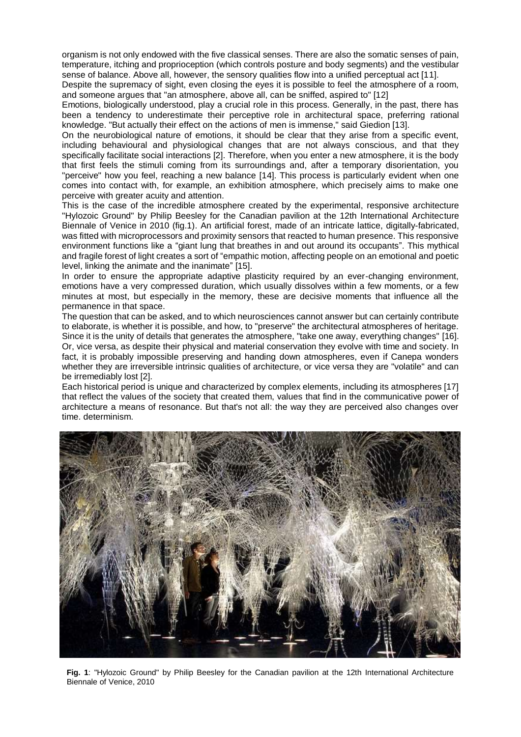organism is not only endowed with the five classical senses. There are also the somatic senses of pain, temperature, itching and proprioception (which controls posture and body segments) and the vestibular sense of balance. Above all, however, the sensory qualities flow into a unified perceptual act [11].

Despite the supremacy of sight, even closing the eyes it is possible to feel the atmosphere of a room, and someone argues that "an atmosphere, above all, can be sniffed, aspired to" [12]

Emotions, biologically understood, play a crucial role in this process. Generally, in the past, there has been a tendency to underestimate their perceptive role in architectural space, preferring rational knowledge. "But actually their effect on the actions of men is immense," said Giedion [13].

On the neurobiological nature of emotions, it should be clear that they arise from a specific event, including behavioural and physiological changes that are not always conscious, and that they specifically facilitate social interactions [2]. Therefore, when you enter a new atmosphere, it is the body that first feels the stimuli coming from its surroundings and, after a temporary disorientation, you "perceive" how you feel, reaching a new balance [14]. This process is particularly evident when one comes into contact with, for example, an exhibition atmosphere, which precisely aims to make one perceive with greater acuity and attention.

This is the case of the incredible atmosphere created by the experimental, responsive architecture "Hylozoic Ground" by Philip Beesley for the Canadian pavilion at the 12th International Architecture Biennale of Venice in 2010 (fig.1). An artificial forest, made of an intricate lattice, digitally-fabricated, was fitted with microprocessors and proximity sensors that reacted to human presence. This responsive environment functions like a "giant lung that breathes in and out around its occupants". This mythical and fragile forest of light creates a sort of "empathic motion, affecting people on an emotional and poetic level, linking the animate and the inanimate" [15].

In order to ensure the appropriate adaptive plasticity required by an ever-changing environment, emotions have a very compressed duration, which usually dissolves within a few moments, or a few minutes at most, but especially in the memory, these are decisive moments that influence all the permanence in that space.

The question that can be asked, and to which neurosciences cannot answer but can certainly contribute to elaborate, is whether it is possible, and how, to "preserve" the architectural atmospheres of heritage. Since it is the unity of details that generates the atmosphere, "take one away, everything changes" [16]. Or, vice versa, as despite their physical and material conservation they evolve with time and society. In fact, it is probably impossible preserving and handing down atmospheres, even if Canepa wonders whether they are irreversible intrinsic qualities of architecture, or vice versa they are "volatile" and can be irremediably lost [2].

Each historical period is unique and characterized by complex elements, including its atmospheres [17] that reflect the values of the society that created them, values that find in the communicative power of architecture a means of resonance. But that's not all: the way they are perceived also changes over time. determinism.

**Fig. 1**: "Hylozoic Ground" by Philip Beesley for the Canadian pavilion at the 12th International Architecture Biennale of Venice, 2010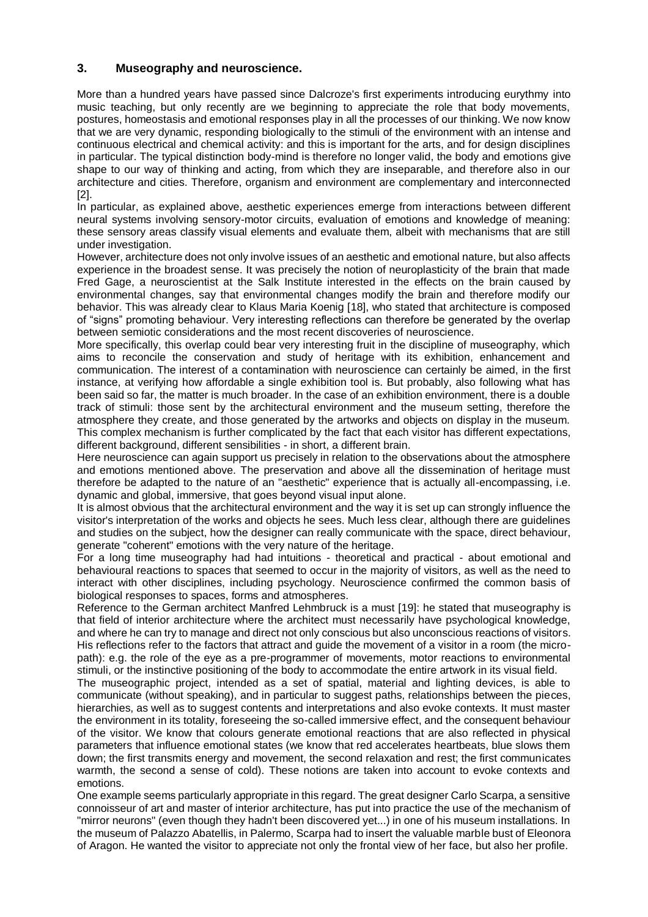## 3. Museography and neuroscience.

More than a hundred years have passed since Dalcroze's first experiments introducing eurythmy into music teaching, but only recently are we beginning to appreciate the role that body movements, postures, homeostasis and emotional responses play in all the processes of our thinking. We now know that we are very dynamic, responding biologically to the stimuli of the environment with an intense and continuous electrical and chemical activity: and this is important for the arts, and for design disciplines in particular. The typical distinction body-mind is therefore no longer valid, the body and emotions give shape to our way of thinking and acting, from which they are inseparable, and therefore also in our architecture and cities. Therefore, organism and environment are complementary and interconnected [2].

In particular, as explained above, aesthetic experiences emerge from interactions between different neural systems involving sensory-motor circuits, evaluation of emotions and knowledge of meaning: these sensory areas classify visual elements and evaluate them, albeit with mechanisms that are still under investigation.

However, architecture does not only involve issues of an aesthetic and emotional nature, but also affects experience in the broadest sense. It was precisely the notion of neuroplasticity of the brain that made Fred Gage, a neuroscientist at the Salk Institute interested in the effects on the brain caused by environmental changes, say that environmental changes modify the brain and therefore modify our behavior. This was already clear to Klaus Maria Koenig [18], who stated that architecture is composed of "signs" promoting behaviour. Very interesting reflections can therefore be generated by the overlap between semiotic considerations and the most recent discoveries of neuroscience.

More specifically, this overlap could bear very interesting fruit in the discipline of museography, which aims to reconcile the conservation and study of heritage with its exhibition, enhancement and communication. The interest of a contamination with neuroscience can certainly be aimed, in the first instance, at verifying how affordable a single exhibition tool is. But probably, also following what has been said so far, the matter is much broader. In the case of an exhibition environment, there is a double track of stimuli: those sent by the architectural environment and the museum setting, therefore the atmosphere they create, and those generated by the artworks and objects on display in the museum. This complex mechanism is further complicated by the fact that each visitor has different expectations, different background, different sensibilities - in short, a different brain.

Here neuroscience can again support us precisely in relation to the observations about the atmosphere and emotions mentioned above. The preservation and above all the dissemination of heritage must therefore be adapted to the nature of an "aesthetic" experience that is actually all-encompassing, i.e. dynamic and global, immersive, that goes beyond visual input alone.

It is almost obvious that the architectural environment and the way it is set up can strongly influence the visitor's interpretation of the works and objects he sees. Much less clear, although there are guidelines and studies on the subject, how the designer can really communicate with the space, direct behaviour, generate "coherent" emotions with the very nature of the heritage.

For a long time museography had had intuitions - theoretical and practical - about emotional and behavioural reactions to spaces that seemed to occur in the majority of visitors, as well as the need to interact with other disciplines, including psychology. Neuroscience confirmed the common basis of biological responses to spaces, forms and atmospheres.

Reference to the German architect Manfred Lehmbruck is a must [19]: he stated that museography is that field of interior architecture where the architect must necessarily have psychological knowledge, and where he can try to manage and direct not only conscious but also unconscious reactions of visitors. His reflections refer to the factors that attract and guide the movement of a visitor in a room (the micro-path): e.g. the role of the eye as a pre-programmer of movements, motor reactions to environmental stimuli, or the instinctive positioning of the body to accommodate the entire artwork in its visual field.

The museographic project, intended as a set of spatial, material and lighting devices, is able to communicate (without speaking), and in particular to suggest paths, relationships between the pieces, hierarchies, as well as to suggest contents and interpretations and also evoke contexts. It must master the environment in its totality, foreseeing the so-called immersive effect, and the consequent behaviour of the visitor. We know that colours generate emotional reactions that are also reflected in physical parameters that influence emotional states (we know that red accelerates heartbeats, blue slows them down; the first transmits energy and movement, the second relaxation and rest; the first communicates warmth, the second a sense of cold). These notions are taken into account to evoke contexts and emotions.

One example seems particularly appropriate in this regard. The great designer Carlo Scarpa, a sensitive connoisseur of art and master of interior architecture, has put into practice the use of the mechanism of "mirror neurons" (even though they hadn't been discovered yet...) in one of his museum installations. In the museum of Palazzo Abatellis, in Palermo, Scarpa had to insert the valuable marble bust of Eleonora of Aragon. He wanted the visitor to appreciate not only the frontal view of her face, but also her profile.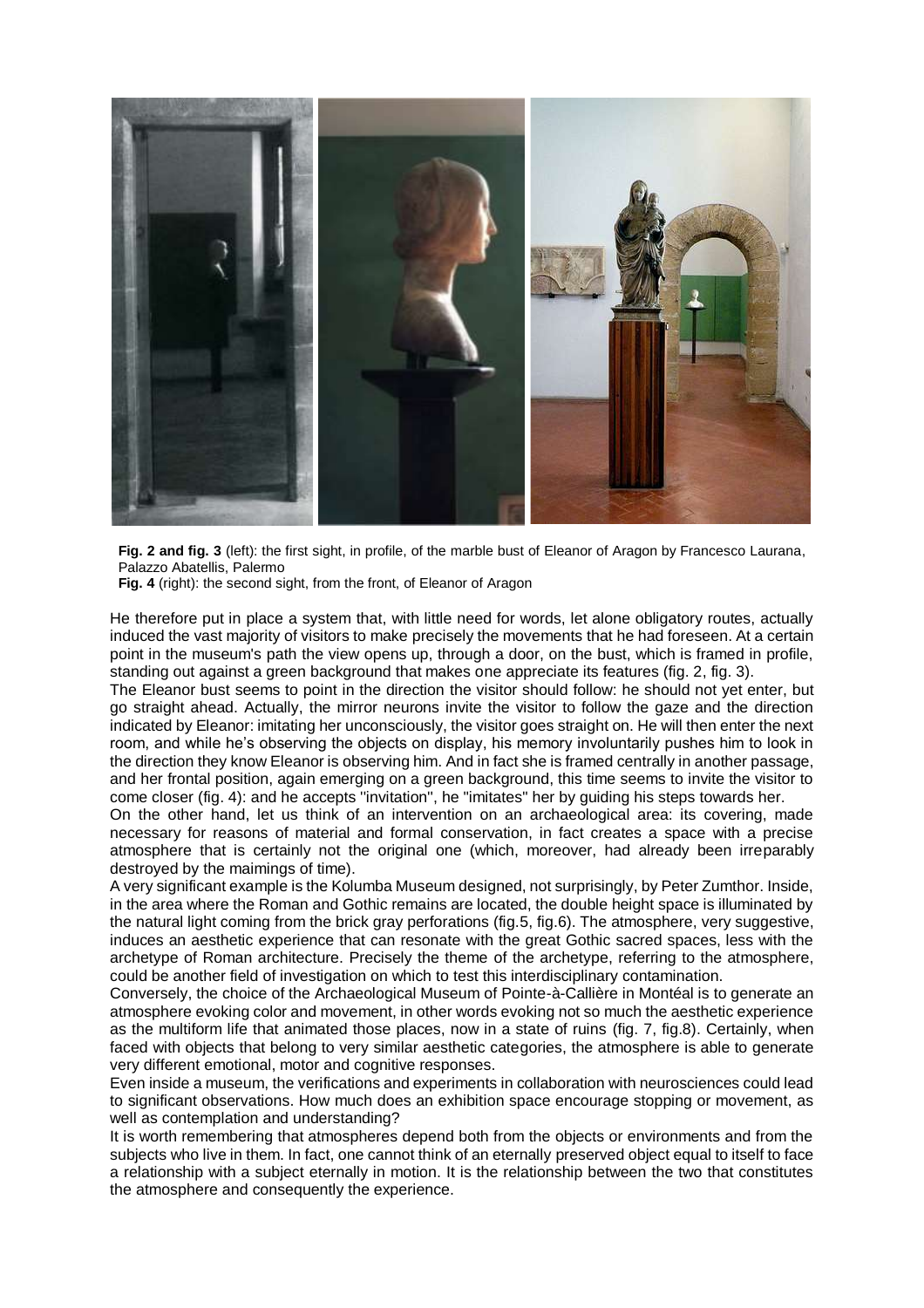**Fig. 2 and fig. 3** (left): the first sight, in profile, of the marble bust of Eleanor of Aragon by Francesco Laurana, Palazzo Abatellis, Palermo
**Fig. 4** (right): the second sight, from the front, of Eleanor of Aragon

He therefore put in place a system that, with little need for words, let alone obligatory routes, actually induced the vast majority of visitors to make precisely the movements that he had foreseen. At a certain point in the museum's path the view opens up, through a door, on the bust, which is framed in profile, standing out against a green background that makes one appreciate its features (fig. 2, fig. 3).

The Eleanor bust seems to point in the direction the visitor should follow: he should not yet enter, but go straight ahead. Actually, the mirror neurons invite the visitor to follow the gaze and the direction indicated by Eleanor: imitating her unconsciously, the visitor goes straight on. He will then enter the next room, and while he's observing the objects on display, his memory involuntarily pushes him to look in the direction they know Eleanor is observing him. And in fact she is framed centrally in another passage, and her frontal position, again emerging on a green background, this time seems to invite the visitor to come closer (fig. 4): and he accepts "invitation", he "imitates" her by guiding his steps towards her.

On the other hand, let us think of an intervention on an archaeological area: its covering, made necessary for reasons of material and formal conservation, in fact creates a space with a precise atmosphere that is certainly not the original one (which, moreover, had already been irreparably destroyed by the maimings of time).

A very significant example is the Kolumba Museum designed, not surprisingly, by Peter Zumthor. Inside, in the area where the Roman and Gothic remains are located, the double height space is illuminated by the natural light coming from the brick gray perforations (fig.5, fig.6). The atmosphere, very suggestive, induces an aesthetic experience that can resonate with the great Gothic sacred spaces, less with the archetype of Roman architecture. Precisely the theme of the archetype, referring to the atmosphere, could be another field of investigation on which to test this interdisciplinary contamination.

Conversely, the choice of the Archaeological Museum of Pointe-à-Callière in Montéal is to generate an atmosphere evoking color and movement, in other words evoking not so much the aesthetic experience as the multiform life that animated those places, now in a state of ruins (fig. 7, fig.8). Certainly, when faced with objects that belong to very similar aesthetic categories, the atmosphere is able to generate very different emotional, motor and cognitive responses.

Even inside a museum, the verifications and experiments in collaboration with neurosciences could lead to significant observations. How much does an exhibition space encourage stopping or movement, as well as contemplation and understanding?

It is worth remembering that atmospheres depend both from the objects or environments and from the subjects who live in them. In fact, one cannot think of an eternally preserved object equal to itself to face a relationship with a subject eternally in motion. It is the relationship between the two that constitutes the atmosphere and consequently the experience.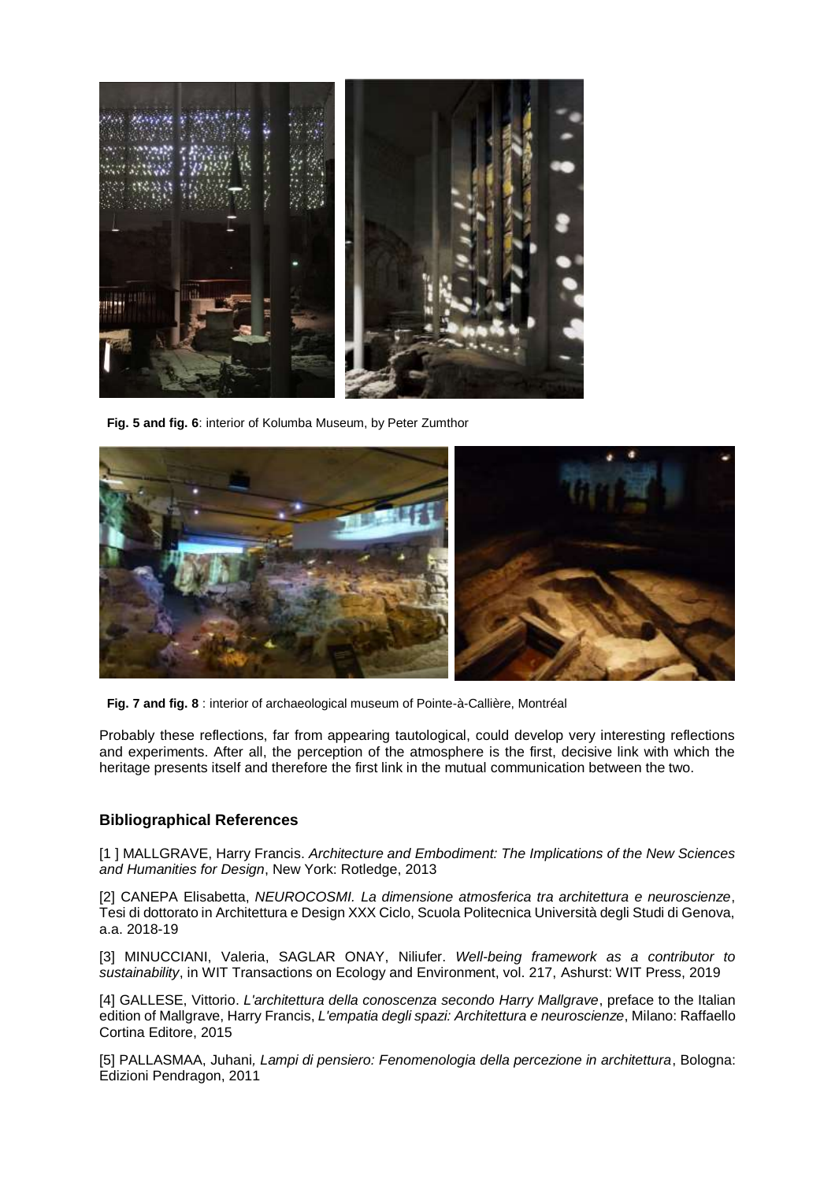**Fig. 5 and fig. 6**: interior of Kolumba Museum, by Peter Zumthor

**Fig. 7 and fig. 8** : interior of archaeological museum of Pointe-à-Callière, Montréal

Probably these reflections, far from appearing tautological, could develop very interesting reflections and experiments. After all, the perception of the atmosphere is the first, decisive link with which the heritage presents itself and therefore the first link in the mutual communication between the two.

### Bibliographical References

[1 ] MALLGRAVE, Harry Francis. *Architecture and Embodiment: The Implications of the New Sciences and Humanities for Design*, New York: Rotledge, 2013

[2] CANEPA Elisabetta, *NEUROCOSMI. La dimensione atmosferica tra architettura e neuroscienze*, Tesi di dottorato in Architettura e Design XXX Ciclo, Scuola Politecnica Università degli Studi di Genova, a.a. 2018-19

[3] MINUCCIANI, Valeria, SAGLAR ONAY, Niliufer. *Well-being framework as a contributor to sustainability*, in WIT Transactions on Ecology and Environment, vol. 217, Ashurst: WIT Press, 2019

[4] GALLESE, Vittorio. *L'architettura della conoscenza secondo Harry Mallgrave*, preface to the Italian edition of Mallgrave, Harry Francis, *L'empatia degli spazi: Architettura e neuroscienze*, Milano: Raffaello Cortina Editore, 2015

[5] PALLASMAA, Juhani, *Lampi di pensiero: Fenomenologia della percezione in architettura*, Bologna: Edizioni Pendragon, 2011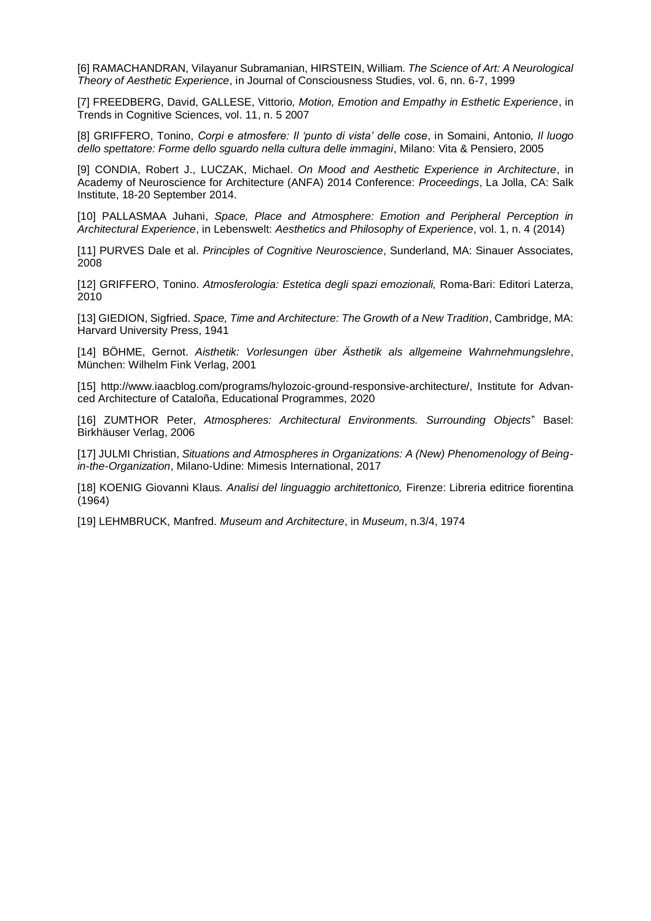[6] RAMACHANDRAN, Vilayanur Subramanian, HIRSTEIN, William. *The Science of Art: A Neurological Theory of Aesthetic Experience*, in Journal of Consciousness Studies, vol. 6, nn. 6-7, 1999

[7] FREEDBERG, David, GALLESE, Vittorio*, Motion, Emotion and Empathy in Esthetic Experience*, in Trends in Cognitive Sciences, vol. 11, n. 5 2007

[8] GRIFFERO, Tonino, *Corpi e atmosfere: Il 'punto di vista' delle cose*, in Somaini, Antonio*, Il luogo dello spettatore: Forme dello sguardo nella cultura delle immagini*, Milano: Vita & Pensiero, 2005

[9] CONDIA, Robert J., LUCZAK, Michael. *On Mood and Aesthetic Experience in Architecture*, in Academy of Neuroscience for Architecture (ANFA) 2014 Conference: *Proceedings*, La Jolla, CA: Salk Institute, 18-20 September 2014.

[10] PALLASMAA Juhani, *Space, Place and Atmosphere: Emotion and Peripheral Perception in Architectural Experience*, in Lebenswelt: *Aesthetics and Philosophy of Experience*, vol. 1, n. 4 (2014)

[11] PURVES Dale et al. *Principles of Cognitive Neuroscience*, Sunderland, MA: Sinauer Associates, 2008

[12] GRIFFERO, Tonino. *Atmosferologia: Estetica degli spazi emozionali,* Roma-Bari: Editori Laterza, 2010

[13] GIEDION, Sigfried. *Space, Time and Architecture: The Growth of a New Tradition*, Cambridge, MA: Harvard University Press, 1941

[14] BÖHME, Gernot. *Aisthetik: Vorlesungen über Ästhetik als allgemeine Wahrnehmungslehre*, München: Wilhelm Fink Verlag, 2001

[15] http://www.iaacblog.com/programs/hylozoic-ground-responsive-architecture/, Institute for Advanced Architecture of Cataloña, Educational Programmes, 2020

[16] ZUMTHOR Peter, *Atmospheres: Architectural Environments. Surrounding Objects*" Basel: Birkhäuser Verlag, 2006

[17] JULMI Christian, *Situations and Atmospheres in Organizations: A (New) Phenomenology of Being-in-the-Organization*, Milano-Udine: Mimesis International, 2017

[18] KOENIG Giovanni Klaus. *Analisi del linguaggio architettonico,* Firenze: Libreria editrice fiorentina (1964)

[19] LEHMBRUCK, Manfred. *Museum and Architecture*, in *Museum*, n.3/4, 1974